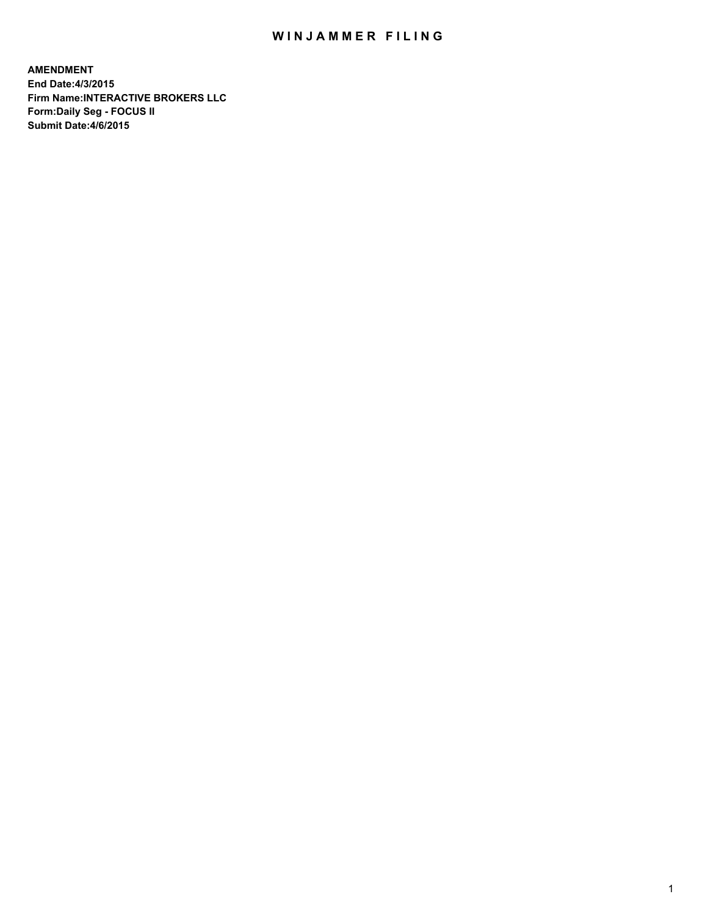# WINJAMMER FILING

**AMENDMENT**
**End Date:4/3/2015**
**Firm Name:INTERACTIVE BROKERS LLC**
**Form:Daily Seg - FOCUS II**
**Submit Date:4/6/2015**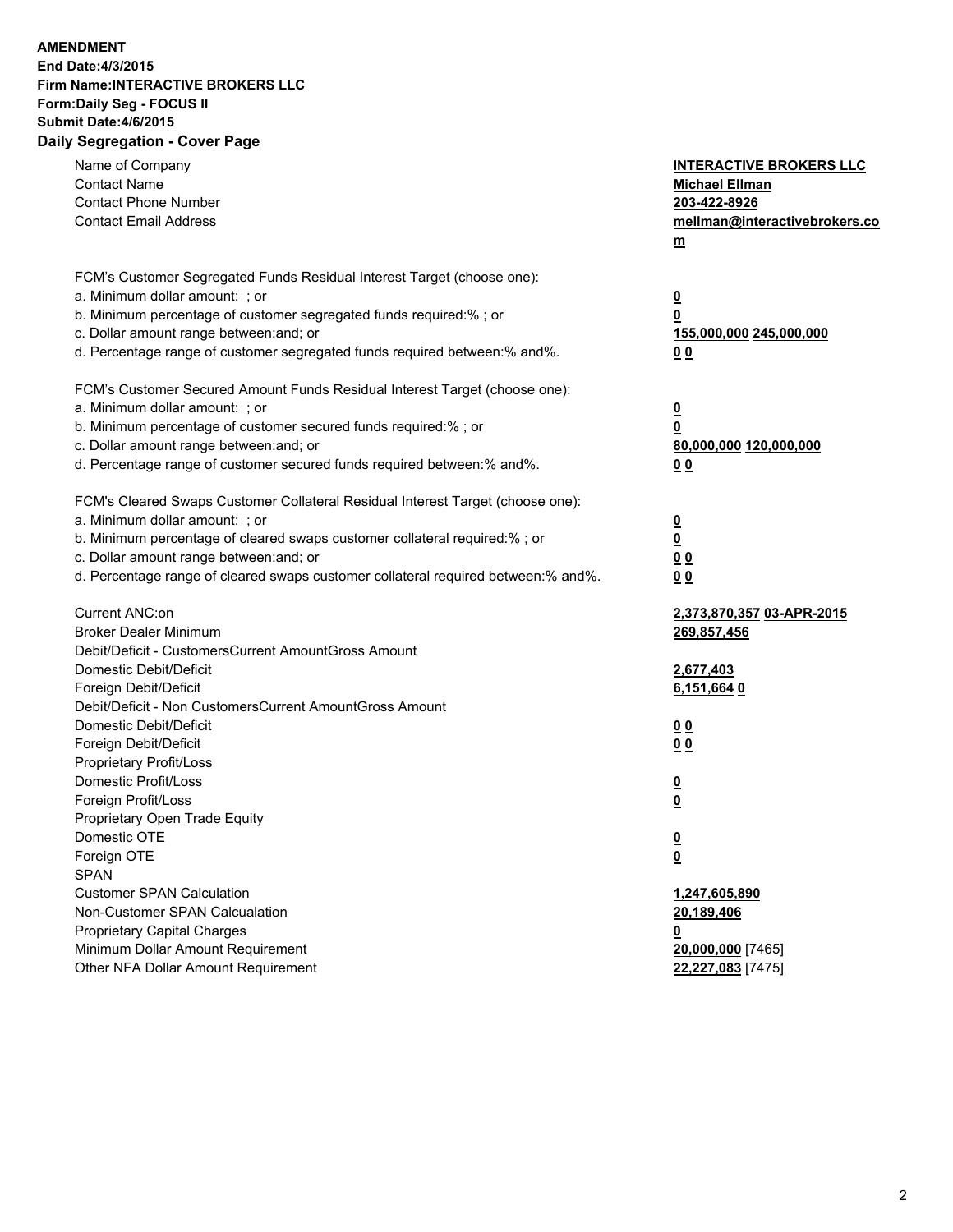**AMENDMENT**
**End Date:4/3/2015**
**Firm Name:INTERACTIVE BROKERS LLC**
**Form:Daily Seg - FOCUS II**
**Submit Date:4/6/2015**

## Daily Segregation - Cover Page

| | |
|---|---|
| Name of Company | **INTERACTIVE BROKERS LLC** |
| Contact Name | **Michael Ellman** |
| Contact Phone Number | **203-422-8926** |
| Contact Email Address | **mellman@interactivebrokers.com** |
| FCM's Customer Segregated Funds Residual Interest Target (choose one): | |
| a. Minimum dollar amount: ; or | **0** |
| b. Minimum percentage of customer segregated funds required:% ; or | **0** |
| c. Dollar amount range between:and; or | **155,000,000 245,000,000** |
| d. Percentage range of customer segregated funds required between:% and%. | **0 0** |
| FCM's Customer Secured Amount Funds Residual Interest Target (choose one): | |
| a. Minimum dollar amount: ; or | **0** |
| b. Minimum percentage of customer secured funds required:% ; or | **0** |
| c. Dollar amount range between:and; or | **80,000,000 120,000,000** |
| d. Percentage range of customer secured funds required between:% and%. | **0 0** |
| FCM's Cleared Swaps Customer Collateral Residual Interest Target (choose one): | |
| a. Minimum dollar amount: ; or | **0** |
| b. Minimum percentage of cleared swaps customer collateral required:% ; or | **0** |
| c. Dollar amount range between:and; or | **0 0** |
| d. Percentage range of cleared swaps customer collateral required between:% and%. | **0 0** |
| Current ANC:on | **2,373,870,357 03-APR-2015** |
| Broker Dealer Minimum | **269,857,456** |
| Debit/Deficit - CustomersCurrent AmountGross Amount | |
| Domestic Debit/Deficit | **2,677,403** |
| Foreign Debit/Deficit | **6,151,664 0** |
| Debit/Deficit - Non CustomersCurrent AmountGross Amount | |
| Domestic Debit/Deficit | **0 0** |
| Foreign Debit/Deficit | **0 0** |
| Proprietary Profit/Loss | |
| Domestic Profit/Loss | **0** |
| Foreign Profit/Loss | **0** |
| Proprietary Open Trade Equity | |
| Domestic OTE | **0** |
| Foreign OTE | **0** |
| SPAN | |
| Customer SPAN Calculation | **1,247,605,890** |
| Non-Customer SPAN Calcualation | **20,189,406** |
| Proprietary Capital Charges | **0** |
| Minimum Dollar Amount Requirement | **20,000,000** [7465] |
| Other NFA Dollar Amount Requirement | **22,227,083** [7475] |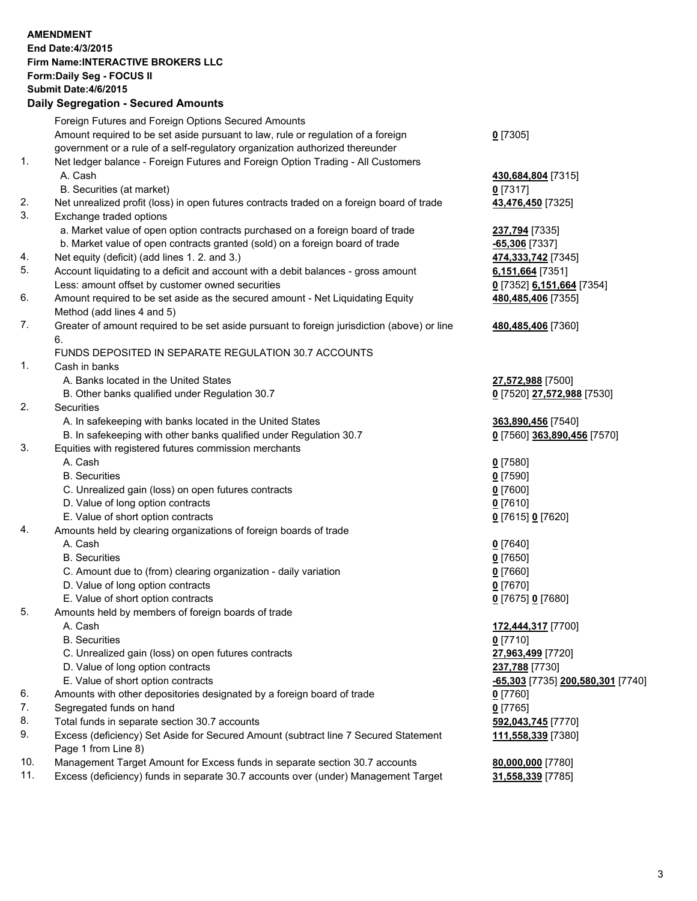**AMENDMENT**
**End Date:4/3/2015**
**Firm Name:INTERACTIVE BROKERS LLC**
**Form:Daily Seg - FOCUS II**
**Submit Date:4/6/2015**

## Daily Segregation - Secured Amounts

| | | |
|---|---|---|
| | Foreign Futures and Foreign Options Secured Amounts | |
| | Amount required to be set aside pursuant to law, rule or regulation of a foreign government or a rule of a self-regulatory organization authorized thereunder | **0** [7305] |
| 1. | Net ledger balance - Foreign Futures and Foreign Option Trading - All Customers | |
| | A. Cash | **430,684,804** [7315] |
| | B. Securities (at market) | **0** [7317] |
| 2. | Net unrealized profit (loss) in open futures contracts traded on a foreign board of trade | **43,476,450** [7325] |
| 3. | Exchange traded options | |
| | a. Market value of open option contracts purchased on a foreign board of trade | **237,794** [7335] |
| | b. Market value of open contracts granted (sold) on a foreign board of trade | **-65,306** [7337] |
| 4. | Net equity (deficit) (add lines 1. 2. and 3.) | **474,333,742** [7345] |
| 5. | Account liquidating to a deficit and account with a debit balances - gross amount | **6,151,664** [7351] |
| | Less: amount offset by customer owned securities | **0** [7352] **6,151,664** [7354] |
| 6. | Amount required to be set aside as the secured amount - Net Liquidating Equity Method (add lines 4 and 5) | **480,485,406** [7355] |
| 7. | Greater of amount required to be set aside pursuant to foreign jurisdiction (above) or line 6. | **480,485,406** [7360] |
| | FUNDS DEPOSITED IN SEPARATE REGULATION 30.7 ACCOUNTS | |
| 1. | Cash in banks | |
| | A. Banks located in the United States | **27,572,988** [7500] |
| | B. Other banks qualified under Regulation 30.7 | **0** [7520] **27,572,988** [7530] |
| 2. | Securities | |
| | A. In safekeeping with banks located in the United States | **363,890,456** [7540] |
| | B. In safekeeping with other banks qualified under Regulation 30.7 | **0** [7560] **363,890,456** [7570] |
| 3. | Equities with registered futures commission merchants | |
| | A. Cash | **0** [7580] |
| | B. Securities | **0** [7590] |
| | C. Unrealized gain (loss) on open futures contracts | **0** [7600] |
| | D. Value of long option contracts | **0** [7610] |
| | E. Value of short option contracts | **0** [7615] **0** [7620] |
| 4. | Amounts held by clearing organizations of foreign boards of trade | |
| | A. Cash | **0** [7640] |
| | B. Securities | **0** [7650] |
| | C. Amount due to (from) clearing organization - daily variation | **0** [7660] |
| | D. Value of long option contracts | **0** [7670] |
| | E. Value of short option contracts | **0** [7675] **0** [7680] |
| 5. | Amounts held by members of foreign boards of trade | |
| | A. Cash | **172,444,317** [7700] |
| | B. Securities | **0** [7710] |
| | C. Unrealized gain (loss) on open futures contracts | **27,963,499** [7720] |
| | D. Value of long option contracts | **237,788** [7730] |
| | E. Value of short option contracts | **-65,303** [7735] **200,580,301** [7740] |
| 6. | Amounts with other depositories designated by a foreign board of trade | **0** [7760] |
| 7. | Segregated funds on hand | **0** [7765] |
| 8. | Total funds in separate section 30.7 accounts | **592,043,745** [7770] |
| 9. | Excess (deficiency) Set Aside for Secured Amount (subtract line 7 Secured Statement Page 1 from Line 8) | **111,558,339** [7380] |
| 10. | Management Target Amount for Excess funds in separate section 30.7 accounts | **80,000,000** [7780] |
| 11. | Excess (deficiency) funds in separate 30.7 accounts over (under) Management Target | **31,558,339** [7785] |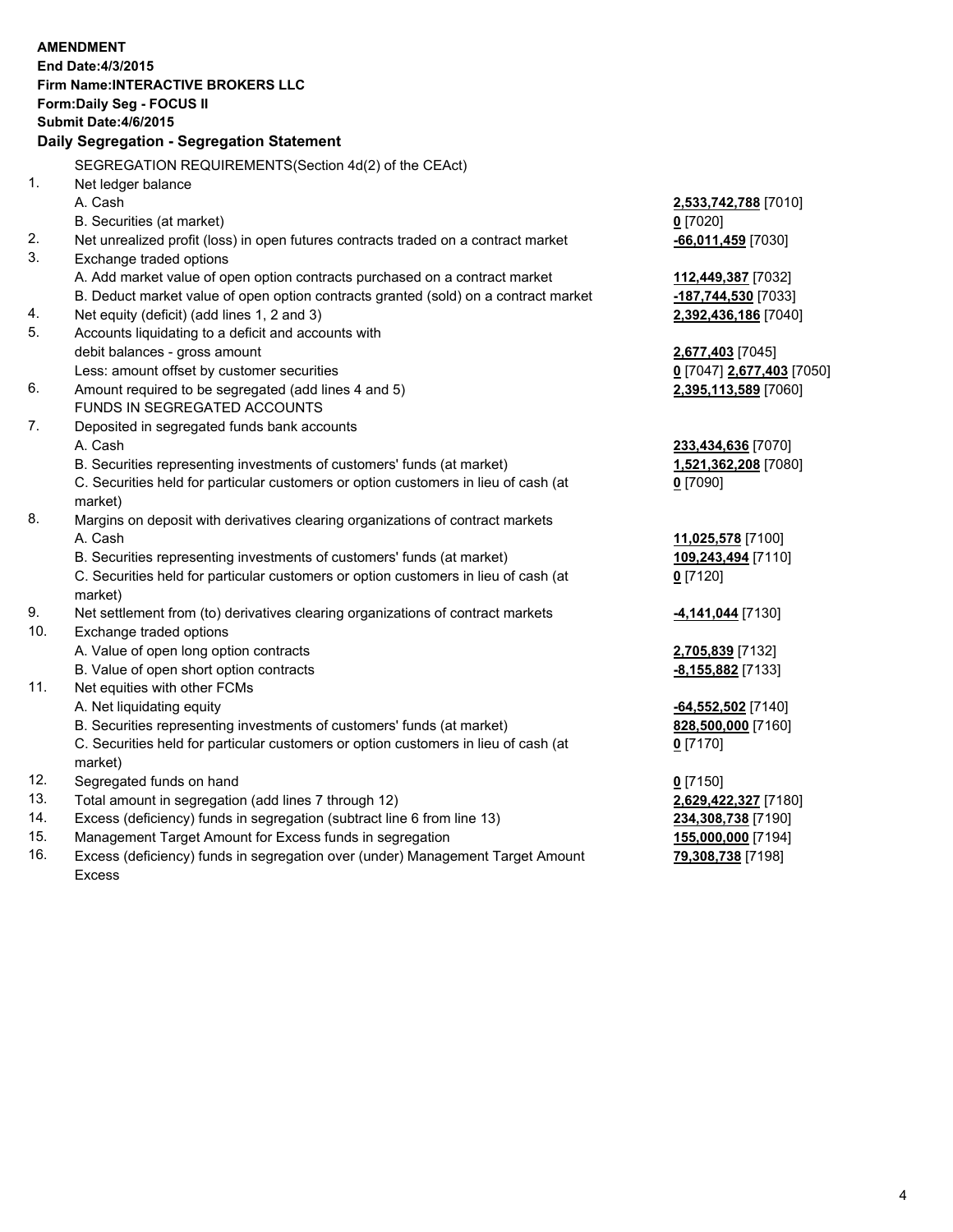**AMENDMENT**
**End Date:4/3/2015**
**Firm Name:INTERACTIVE BROKERS LLC**
**Form:Daily Seg - FOCUS II**
**Submit Date:4/6/2015**

## Daily Segregation - Segregation Statement

| | | |
|---|---|---|
| | SEGREGATION REQUIREMENTS(Section 4d(2) of the CEAct) | |
| 1. | Net ledger balance | |
| | A. Cash | **2,533,742,788** [7010] |
| | B. Securities (at market) | **0** [7020] |
| 2. | Net unrealized profit (loss) in open futures contracts traded on a contract market | **-66,011,459** [7030] |
| 3. | Exchange traded options | |
| | A. Add market value of open option contracts purchased on a contract market | **112,449,387** [7032] |
| | B. Deduct market value of open option contracts granted (sold) on a contract market | **-187,744,530** [7033] |
| 4. | Net equity (deficit) (add lines 1, 2 and 3) | **2,392,436,186** [7040] |
| 5. | Accounts liquidating to a deficit and accounts with debit balances - gross amount | **2,677,403** [7045] |
| | Less: amount offset by customer securities | **0** [7047] **2,677,403** [7050] |
| 6. | Amount required to be segregated (add lines 4 and 5) | **2,395,113,589** [7060] |
| | FUNDS IN SEGREGATED ACCOUNTS | |
| 7. | Deposited in segregated funds bank accounts | |
| | A. Cash | **233,434,636** [7070] |
| | B. Securities representing investments of customers' funds (at market) | **1,521,362,208** [7080] |
| | C. Securities held for particular customers or option customers in lieu of cash (at market) | **0** [7090] |
| 8. | Margins on deposit with derivatives clearing organizations of contract markets | |
| | A. Cash | **11,025,578** [7100] |
| | B. Securities representing investments of customers' funds (at market) | **109,243,494** [7110] |
| | C. Securities held for particular customers or option customers in lieu of cash (at market) | **0** [7120] |
| 9. | Net settlement from (to) derivatives clearing organizations of contract markets | **-4,141,044** [7130] |
| 10. | Exchange traded options | |
| | A. Value of open long option contracts | **2,705,839** [7132] |
| | B. Value of open short option contracts | **-8,155,882** [7133] |
| 11. | Net equities with other FCMs | |
| | A. Net liquidating equity | **-64,552,502** [7140] |
| | B. Securities representing investments of customers' funds (at market) | **828,500,000** [7160] |
| | C. Securities held for particular customers or option customers in lieu of cash (at market) | **0** [7170] |
| 12. | Segregated funds on hand | **0** [7150] |
| 13. | Total amount in segregation (add lines 7 through 12) | **2,629,422,327** [7180] |
| 14. | Excess (deficiency) funds in segregation (subtract line 6 from line 13) | **234,308,738** [7190] |
| 15. | Management Target Amount for Excess funds in segregation | **155,000,000** [7194] |
| 16. | Excess (deficiency) funds in segregation over (under) Management Target Amount Excess | **79,308,738** [7198] |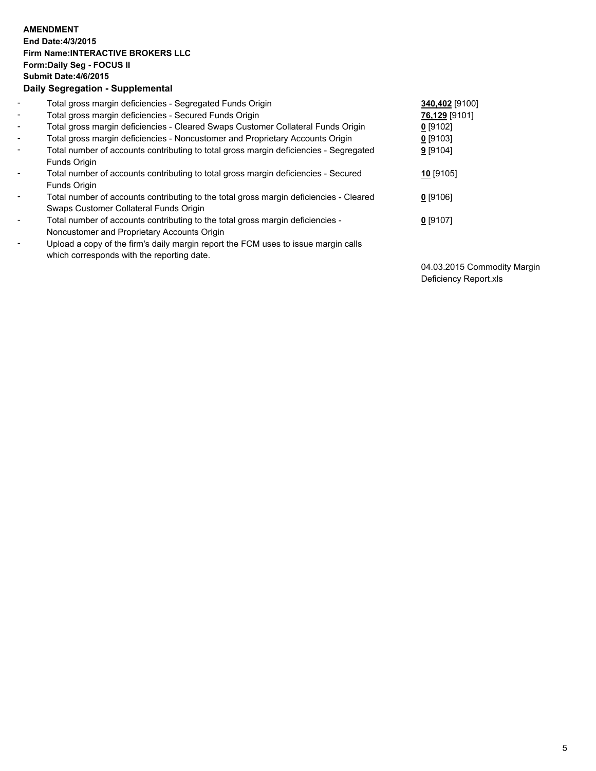**AMENDMENT**
**End Date:4/3/2015**
**Firm Name:INTERACTIVE BROKERS LLC**
**Form:Daily Seg - FOCUS II**
**Submit Date:4/6/2015**

**Daily Segregation - Supplemental**

| | | |
|---|---|---|
| - | Total gross margin deficiencies - Segregated Funds Origin | **340,402** [9100] |
| - | Total gross margin deficiencies - Secured Funds Origin | **76,129** [9101] |
| - | Total gross margin deficiencies - Cleared Swaps Customer Collateral Funds Origin | **0** [9102] |
| - | Total gross margin deficiencies - Noncustomer and Proprietary Accounts Origin | **0** [9103] |
| - | Total number of accounts contributing to total gross margin deficiencies - Segregated Funds Origin | **9** [9104] |
| - | Total number of accounts contributing to total gross margin deficiencies - Secured Funds Origin | **10** [9105] |
| - | Total number of accounts contributing to the total gross margin deficiencies - Cleared Swaps Customer Collateral Funds Origin | **0** [9106] |
| - | Total number of accounts contributing to the total gross margin deficiencies - Noncustomer and Proprietary Accounts Origin | **0** [9107] |
| - | Upload a copy of the firm's daily margin report the FCM uses to issue margin calls which corresponds with the reporting date. | 04.03.2015 Commodity Margin Deficiency Report.xls |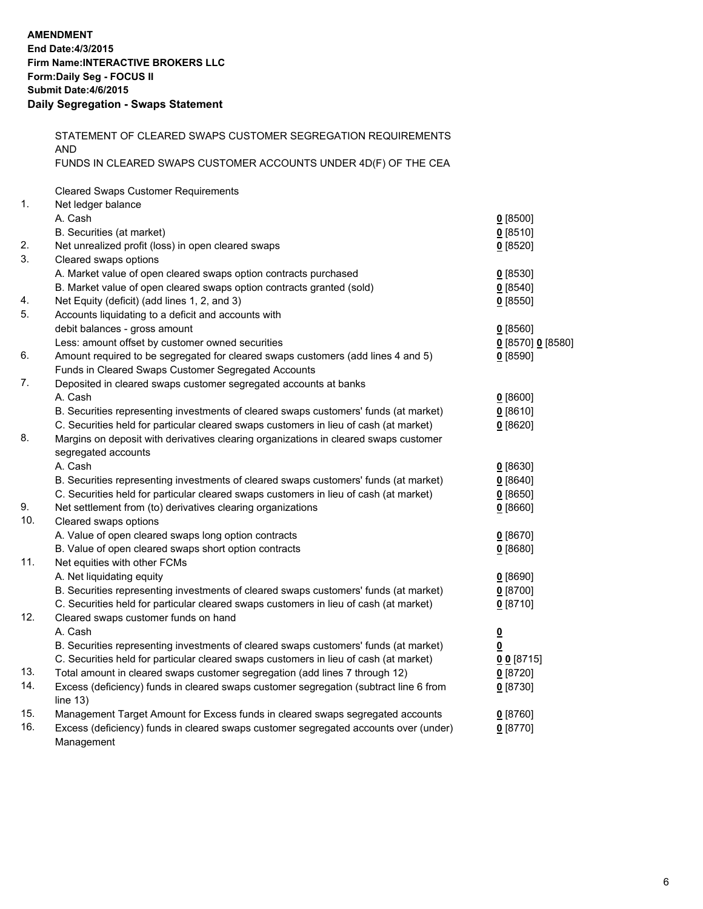**AMENDMENT**
**End Date:4/3/2015**
**Firm Name:INTERACTIVE BROKERS LLC**
**Form:Daily Seg - FOCUS II**
**Submit Date:4/6/2015**
**Daily Segregation - Swaps Statement**

STATEMENT OF CLEARED SWAPS CUSTOMER SEGREGATION REQUIREMENTS AND FUNDS IN CLEARED SWAPS CUSTOMER ACCOUNTS UNDER 4D(F) OF THE CEA

| | | |
|---|---|---|
| | Cleared Swaps Customer Requirements | |
| 1. | Net ledger balance | |
| | A. Cash | 0 [8500] |
| | B. Securities (at market) | 0 [8510] |
| 2. | Net unrealized profit (loss) in open cleared swaps | 0 [8520] |
| 3. | Cleared swaps options | |
| | A. Market value of open cleared swaps option contracts purchased | 0 [8530] |
| | B. Market value of open cleared swaps option contracts granted (sold) | 0 [8540] |
| 4. | Net Equity (deficit) (add lines 1, 2, and 3) | 0 [8550] |
| 5. | Accounts liquidating to a deficit and accounts with debit balances - gross amount | 0 [8560] |
| | Less: amount offset by customer owned securities | 0 [8570] 0 [8580] |
| 6. | Amount required to be segregated for cleared swaps customers (add lines 4 and 5) | 0 [8590] |
| | Funds in Cleared Swaps Customer Segregated Accounts | |
| 7. | Deposited in cleared swaps customer segregated accounts at banks | |
| | A. Cash | 0 [8600] |
| | B. Securities representing investments of cleared swaps customers' funds (at market) | 0 [8610] |
| | C. Securities held for particular cleared swaps customers in lieu of cash (at market) | 0 [8620] |
| 8. | Margins on deposit with derivatives clearing organizations in cleared swaps customer segregated accounts | |
| | A. Cash | 0 [8630] |
| | B. Securities representing investments of cleared swaps customers' funds (at market) | 0 [8640] |
| | C. Securities held for particular cleared swaps customers in lieu of cash (at market) | 0 [8650] |
| 9. | Net settlement from (to) derivatives clearing organizations | 0 [8660] |
| 10. | Cleared swaps options | |
| | A. Value of open cleared swaps long option contracts | 0 [8670] |
| | B. Value of open cleared swaps short option contracts | 0 [8680] |
| 11. | Net equities with other FCMs | |
| | A. Net liquidating equity | 0 [8690] |
| | B. Securities representing investments of cleared swaps customers' funds (at market) | 0 [8700] |
| | C. Securities held for particular cleared swaps customers in lieu of cash (at market) | 0 [8710] |
| 12. | Cleared swaps customer funds on hand | |
| | A. Cash | 0 |
| | B. Securities representing investments of cleared swaps customers' funds (at market) | 0 |
| | C. Securities held for particular cleared swaps customers in lieu of cash (at market) | 0 0 [8715] |
| 13. | Total amount in cleared swaps customer segregation (add lines 7 through 12) | 0 [8720] |
| 14. | Excess (deficiency) funds in cleared swaps customer segregation (subtract line 6 from line 13) | 0 [8730] |
| 15. | Management Target Amount for Excess funds in cleared swaps segregated accounts | 0 [8760] |
| 16. | Excess (deficiency) funds in cleared swaps customer segregated accounts over (under) Management | 0 [8770] |